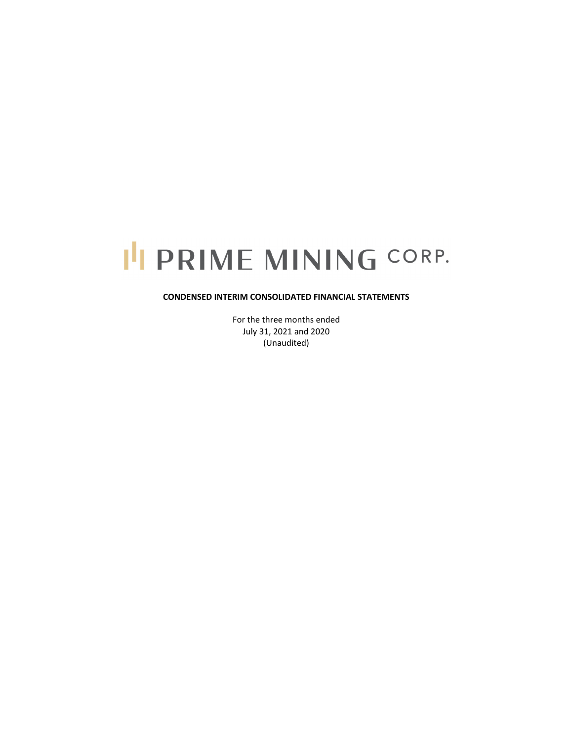# PRIME MINING CORP.

**CONDENSED INTERIM CONSOLIDATED FINANCIAL STATEMENTS**

For the three months ended
July 31, 2021 and 2020
(Unaudited)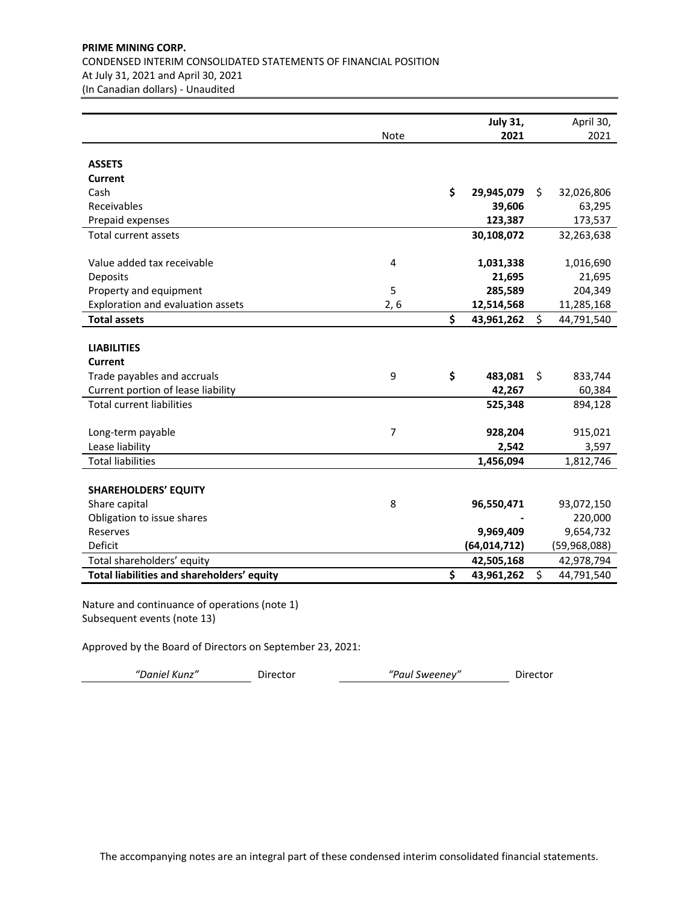**PRIME MINING CORP.**
CONDENSED INTERIM CONSOLIDATED STATEMENTS OF FINANCIAL POSITION
At July 31, 2021 and April 30, 2021
(In Canadian dollars) - Unaudited

| | Note | July 31, 2021 | April 30, 2021 |
|---|---|---|---|
| **ASSETS** | | | |
| **Current** | | | |
| Cash | | **$ 29,945,079** | $ 32,026,806 |
| Receivables | | **39,606** | 63,295 |
| Prepaid expenses | | **123,387** | 173,537 |
| Total current assets | | **30,108,072** | 32,263,638 |
| | | | |
| Value added tax receivable | 4 | **1,031,338** | 1,016,690 |
| Deposits | | **21,695** | 21,695 |
| Property and equipment | 5 | **285,589** | 204,349 |
| Exploration and evaluation assets | 2, 6 | **12,514,568** | 11,285,168 |
| **Total assets** | | **$ 43,961,262** | $ 44,791,540 |
| | | | |
| **LIABILITIES** | | | |
| **Current** | | | |
| Trade payables and accruals | 9 | **$ 483,081** | $ 833,744 |
| Current portion of lease liability | | **42,267** | 60,384 |
| Total current liabilities | | **525,348** | 894,128 |
| | | | |
| Long-term payable | 7 | **928,204** | 915,021 |
| Lease liability | | **2,542** | 3,597 |
| Total liabilities | | **1,456,094** | 1,812,746 |
| | | | |
| **SHAREHOLDERS' EQUITY** | | | |
| Share capital | 8 | **96,550,471** | 93,072,150 |
| Obligation to issue shares | | **-** | 220,000 |
| Reserves | | **9,969,409** | 9,654,732 |
| Deficit | | **(64,014,712)** | (59,968,088) |
| Total shareholders' equity | | **42,505,168** | 42,978,794 |
| **Total liabilities and shareholders' equity** | | **$ 43,961,262** | $ 44,791,540 |

Nature and continuance of operations (note 1)
Subsequent events (note 13)

Approved by the Board of Directors on September 23, 2021:

*"Daniel Kunz"* Director *"Paul Sweeney"* Director

The accompanying notes are an integral part of these condensed interim consolidated financial statements.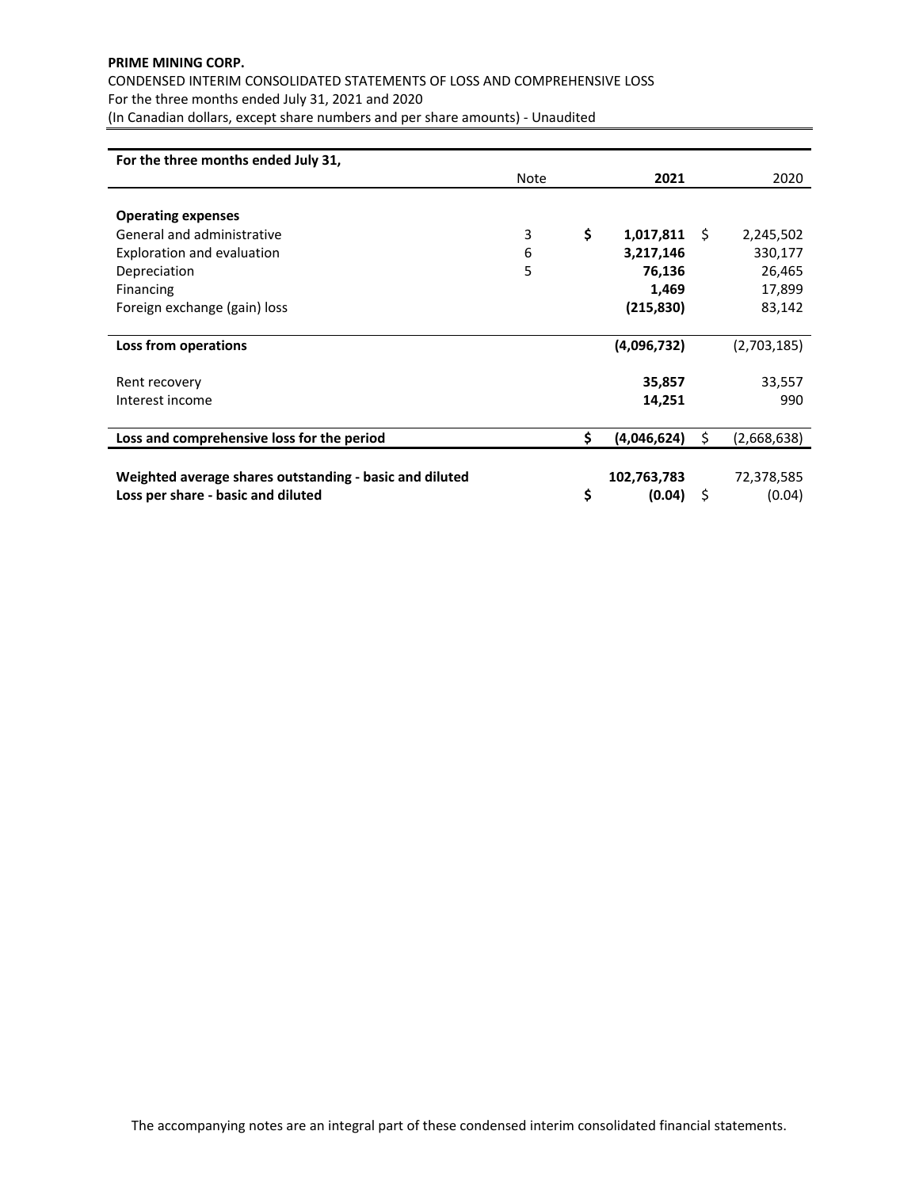**PRIME MINING CORP.**

CONDENSED INTERIM CONSOLIDATED STATEMENTS OF LOSS AND COMPREHENSIVE LOSS
For the three months ended July 31, 2021 and 2020
(In Canadian dollars, except share numbers and per share amounts) - Unaudited

| **For the three months ended July 31,** | Note | **2021** | 2020 |
|---|---|---|---|
| **Operating expenses** | | | |
| General and administrative | 3 | **$ 1,017,811** | $ 2,245,502 |
| Exploration and evaluation | 6 | **3,217,146** | 330,177 |
| Depreciation | 5 | **76,136** | 26,465 |
| Financing | | **1,469** | 17,899 |
| Foreign exchange (gain) loss | | **(215,830)** | 83,142 |
| **Loss from operations** | | **(4,096,732)** | (2,703,185) |
| Rent recovery | | **35,857** | 33,557 |
| Interest income | | **14,251** | 990 |
| **Loss and comprehensive loss for the period** | | **$ (4,046,624)** | $ (2,668,638) |
| **Weighted average shares outstanding - basic and diluted** | | **102,763,783** | 72,378,585 |
| **Loss per share - basic and diluted** | | **$ (0.04)** | $ (0.04) |

The accompanying notes are an integral part of these condensed interim consolidated financial statements.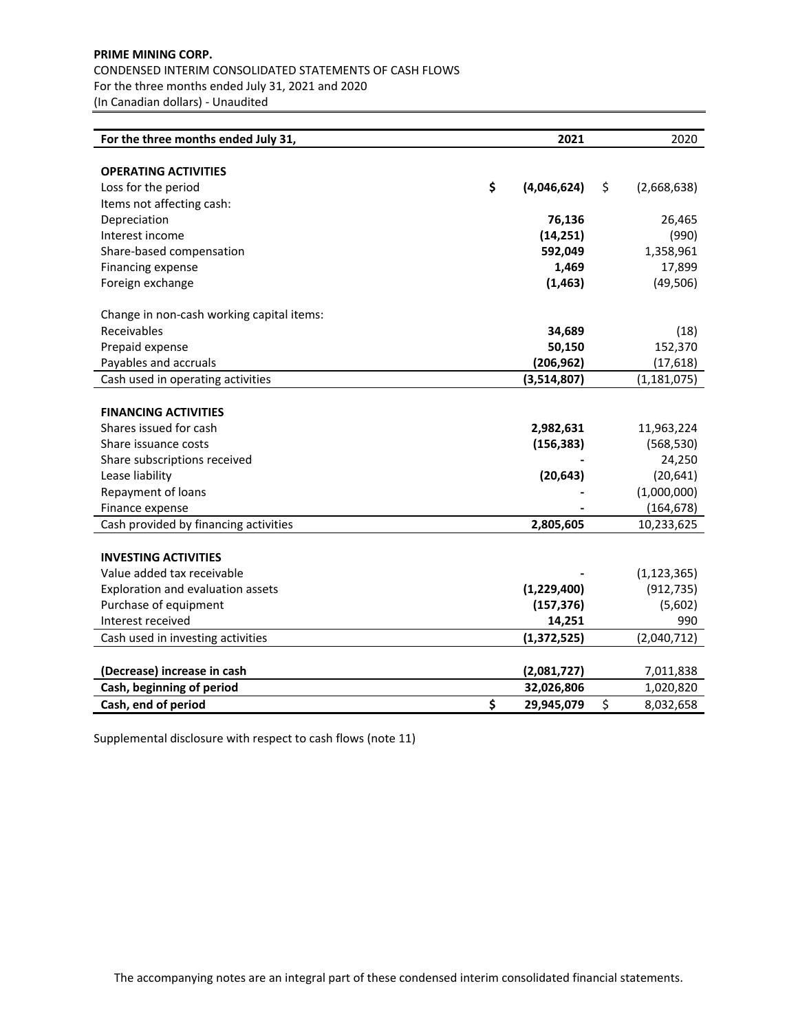**PRIME MINING CORP.**

CONDENSED INTERIM CONSOLIDATED STATEMENTS OF CASH FLOWS

For the three months ended July 31, 2021 and 2020

(In Canadian dollars) - Unaudited

| For the three months ended July 31, | 2021 | 2020 |
|---|---|---|
| **OPERATING ACTIVITIES** | | |
| Loss for the period | $ (4,046,624) | $ (2,668,638) |
| Items not affecting cash: | | |
| Depreciation | 76,136 | 26,465 |
| Interest income | (14,251) | (990) |
| Share-based compensation | 592,049 | 1,358,961 |
| Financing expense | 1,469 | 17,899 |
| Foreign exchange | (1,463) | (49,506) |
| Change in non-cash working capital items: | | |
| Receivables | 34,689 | (18) |
| Prepaid expense | 50,150 | 152,370 |
| Payables and accruals | (206,962) | (17,618) |
| Cash used in operating activities | (3,514,807) | (1,181,075) |
| **FINANCING ACTIVITIES** | | |
| Shares issued for cash | 2,982,631 | 11,963,224 |
| Share issuance costs | (156,383) | (568,530) |
| Share subscriptions received | - | 24,250 |
| Lease liability | (20,643) | (20,641) |
| Repayment of loans | - | (1,000,000) |
| Finance expense | - | (164,678) |
| Cash provided by financing activities | 2,805,605 | 10,233,625 |
| **INVESTING ACTIVITIES** | | |
| Value added tax receivable | - | (1,123,365) |
| Exploration and evaluation assets | (1,229,400) | (912,735) |
| Purchase of equipment | (157,376) | (5,602) |
| Interest received | 14,251 | 990 |
| Cash used in investing activities | (1,372,525) | (2,040,712) |
| **(Decrease) increase in cash** | (2,081,727) | 7,011,838 |
| **Cash, beginning of period** | 32,026,806 | 1,020,820 |
| **Cash, end of period** | $ 29,945,079 | $ 8,032,658 |

Supplemental disclosure with respect to cash flows (note 11)

The accompanying notes are an integral part of these condensed interim consolidated financial statements.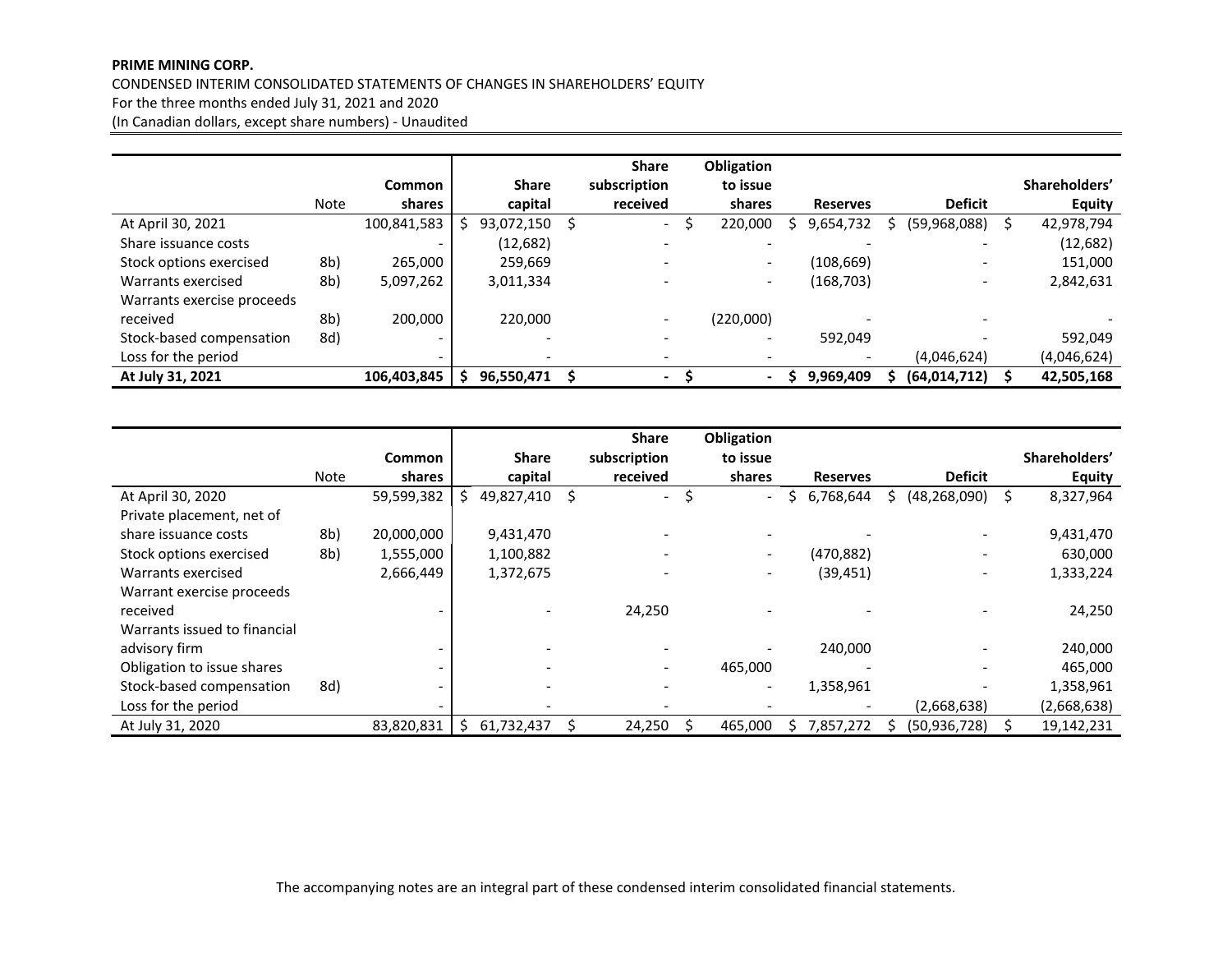**PRIME MINING CORP.**

CONDENSED INTERIM CONSOLIDATED STATEMENTS OF CHANGES IN SHAREHOLDERS' EQUITY

For the three months ended July 31, 2021 and 2020

(In Canadian dollars, except share numbers) - Unaudited

| | Note | Common shares | Share capital | Share subscription received | Obligation to issue shares | Reserves | Deficit | Shareholders' Equity |
|---|---|---|---|---|---|---|---|---|
| At April 30, 2021 | | 100,841,583 | $ 93,072,150 | $ - | $ 220,000 | $ 9,654,732 | $ (59,968,088) | $ 42,978,794 |
| Share issuance costs | | - | (12,682) | - | - | - | - | (12,682) |
| Stock options exercised | 8b) | 265,000 | 259,669 | - | - | (108,669) | - | 151,000 |
| Warrants exercised | 8b) | 5,097,262 | 3,011,334 | - | - | (168,703) | - | 2,842,631 |
| Warrants exercise proceeds received | 8b) | 200,000 | 220,000 | - | (220,000) | - | - | - |
| Stock-based compensation | 8d) | - | - | - | - | 592,049 | - | 592,049 |
| Loss for the period | | - | - | - | - | - | (4,046,624) | (4,046,624) |
| **At July 31, 2021** | | **106,403,845** | **$ 96,550,471** | **$ -** | **$ -** | **$ 9,969,409** | **$ (64,014,712)** | **$ 42,505,168** |

| | Note | Common shares | Share capital | Share subscription received | Obligation to issue shares | Reserves | Deficit | Shareholders' Equity |
|---|---|---|---|---|---|---|---|---|
| At April 30, 2020 | | 59,599,382 | $ 49,827,410 | $ - | $ - | $ 6,768,644 | $ (48,268,090) | $ 8,327,964 |
| Private placement, net of share issuance costs | 8b) | 20,000,000 | 9,431,470 | - | - | - | - | 9,431,470 |
| Stock options exercised | 8b) | 1,555,000 | 1,100,882 | - | - | (470,882) | - | 630,000 |
| Warrants exercised | | 2,666,449 | 1,372,675 | - | - | (39,451) | - | 1,333,224 |
| Warrant exercise proceeds received | | - | - | 24,250 | - | - | - | 24,250 |
| Warrants issued to financial advisory firm | | - | - | - | - | 240,000 | - | 240,000 |
| Obligation to issue shares | | - | - | - | 465,000 | - | - | 465,000 |
| Stock-based compensation | 8d) | - | - | - | - | 1,358,961 | - | 1,358,961 |
| Loss for the period | | - | - | - | - | - | (2,668,638) | (2,668,638) |
| At July 31, 2020 | | 83,820,831 | $ 61,732,437 | $ 24,250 | $ 465,000 | $ 7,857,272 | $ (50,936,728) | $ 19,142,231 |

The accompanying notes are an integral part of these condensed interim consolidated financial statements.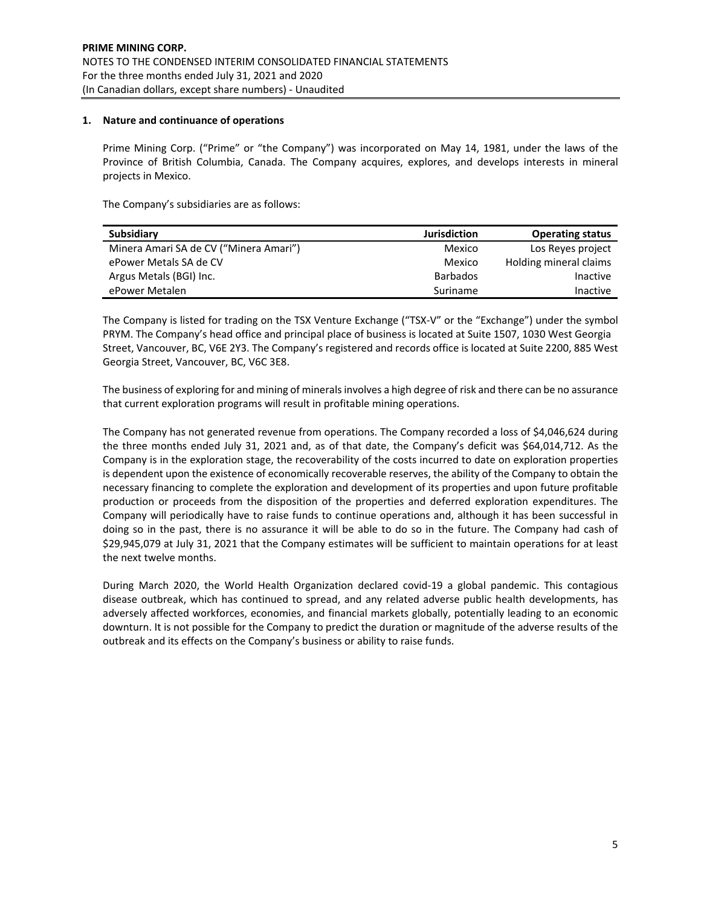**PRIME MINING CORP.**
NOTES TO THE CONDENSED INTERIM CONSOLIDATED FINANCIAL STATEMENTS
For the three months ended July 31, 2021 and 2020
(In Canadian dollars, except share numbers) - Unaudited

## 1. Nature and continuance of operations

Prime Mining Corp. ("Prime" or "the Company") was incorporated on May 14, 1981, under the laws of the Province of British Columbia, Canada. The Company acquires, explores, and develops interests in mineral projects in Mexico.

The Company's subsidiaries are as follows:

| Subsidiary | Jurisdiction | Operating status |
|---|---|---|
| Minera Amari SA de CV ("Minera Amari") | Mexico | Los Reyes project |
| ePower Metals SA de CV | Mexico | Holding mineral claims |
| Argus Metals (BGI) Inc. | Barbados | Inactive |
| ePower Metalen | Suriname | Inactive |

The Company is listed for trading on the TSX Venture Exchange ("TSX-V" or the "Exchange") under the symbol PRYM. The Company's head office and principal place of business is located at Suite 1507, 1030 West Georgia Street, Vancouver, BC, V6E 2Y3. The Company's registered and records office is located at Suite 2200, 885 West Georgia Street, Vancouver, BC, V6C 3E8.

The business of exploring for and mining of minerals involves a high degree of risk and there can be no assurance that current exploration programs will result in profitable mining operations.

The Company has not generated revenue from operations. The Company recorded a loss of $4,046,624 during the three months ended July 31, 2021 and, as of that date, the Company's deficit was $64,014,712. As the Company is in the exploration stage, the recoverability of the costs incurred to date on exploration properties is dependent upon the existence of economically recoverable reserves, the ability of the Company to obtain the necessary financing to complete the exploration and development of its properties and upon future profitable production or proceeds from the disposition of the properties and deferred exploration expenditures. The Company will periodically have to raise funds to continue operations and, although it has been successful in doing so in the past, there is no assurance it will be able to do so in the future. The Company had cash of $29,945,079 at July 31, 2021 that the Company estimates will be sufficient to maintain operations for at least the next twelve months.

During March 2020, the World Health Organization declared covid-19 a global pandemic. This contagious disease outbreak, which has continued to spread, and any related adverse public health developments, has adversely affected workforces, economies, and financial markets globally, potentially leading to an economic downturn. It is not possible for the Company to predict the duration or magnitude of the adverse results of the outbreak and its effects on the Company's business or ability to raise funds.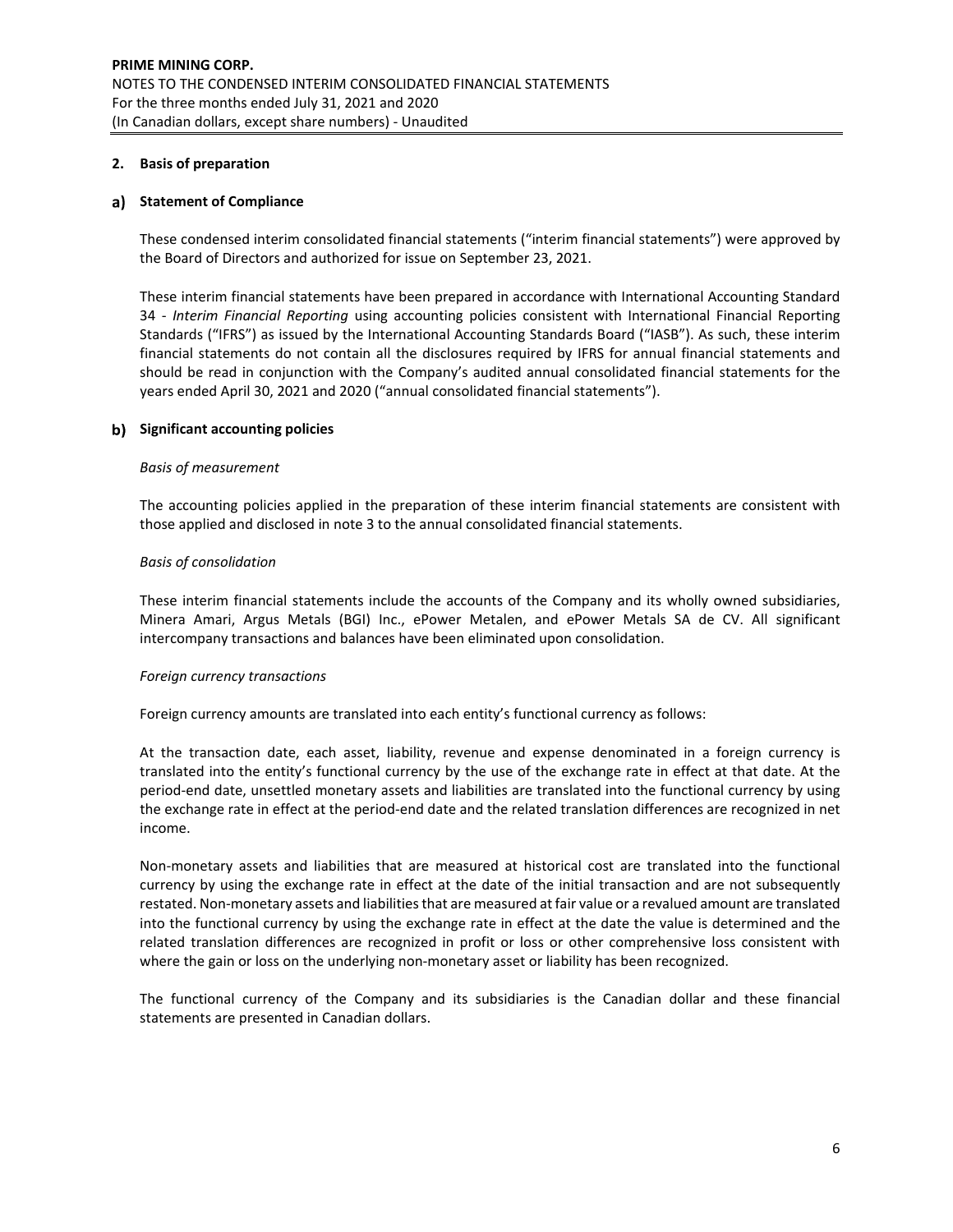## 2. Basis of preparation

### a) Statement of Compliance

These condensed interim consolidated financial statements ("interim financial statements") were approved by the Board of Directors and authorized for issue on September 23, 2021.

These interim financial statements have been prepared in accordance with International Accounting Standard 34 - *Interim Financial Reporting* using accounting policies consistent with International Financial Reporting Standards ("IFRS") as issued by the International Accounting Standards Board ("IASB"). As such, these interim financial statements do not contain all the disclosures required by IFRS for annual financial statements and should be read in conjunction with the Company's audited annual consolidated financial statements for the years ended April 30, 2021 and 2020 ("annual consolidated financial statements").

### b) Significant accounting policies

*Basis of measurement*

The accounting policies applied in the preparation of these interim financial statements are consistent with those applied and disclosed in note 3 to the annual consolidated financial statements.

*Basis of consolidation*

These interim financial statements include the accounts of the Company and its wholly owned subsidiaries, Minera Amari, Argus Metals (BGI) Inc., ePower Metalen, and ePower Metals SA de CV. All significant intercompany transactions and balances have been eliminated upon consolidation.

*Foreign currency transactions*

Foreign currency amounts are translated into each entity's functional currency as follows:

At the transaction date, each asset, liability, revenue and expense denominated in a foreign currency is translated into the entity's functional currency by the use of the exchange rate in effect at that date. At the period-end date, unsettled monetary assets and liabilities are translated into the functional currency by using the exchange rate in effect at the period-end date and the related translation differences are recognized in net income.

Non-monetary assets and liabilities that are measured at historical cost are translated into the functional currency by using the exchange rate in effect at the date of the initial transaction and are not subsequently restated. Non-monetary assets and liabilities that are measured at fair value or a revalued amount are translated into the functional currency by using the exchange rate in effect at the date the value is determined and the related translation differences are recognized in profit or loss or other comprehensive loss consistent with where the gain or loss on the underlying non-monetary asset or liability has been recognized.

The functional currency of the Company and its subsidiaries is the Canadian dollar and these financial statements are presented in Canadian dollars.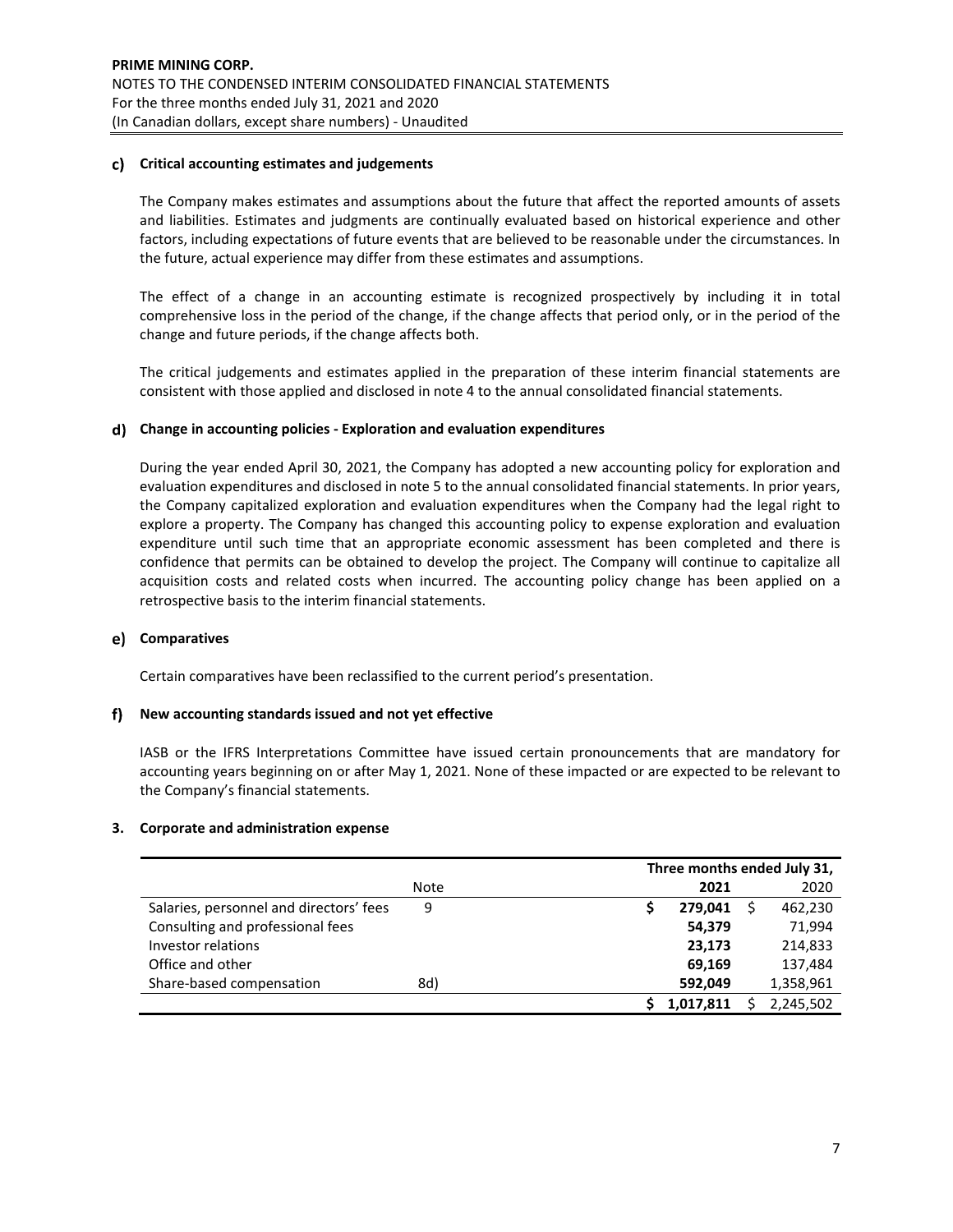#### c) Critical accounting estimates and judgements

The Company makes estimates and assumptions about the future that affect the reported amounts of assets and liabilities. Estimates and judgments are continually evaluated based on historical experience and other factors, including expectations of future events that are believed to be reasonable under the circumstances. In the future, actual experience may differ from these estimates and assumptions.

The effect of a change in an accounting estimate is recognized prospectively by including it in total comprehensive loss in the period of the change, if the change affects that period only, or in the period of the change and future periods, if the change affects both.

The critical judgements and estimates applied in the preparation of these interim financial statements are consistent with those applied and disclosed in note 4 to the annual consolidated financial statements.

#### d) Change in accounting policies - Exploration and evaluation expenditures

During the year ended April 30, 2021, the Company has adopted a new accounting policy for exploration and evaluation expenditures and disclosed in note 5 to the annual consolidated financial statements. In prior years, the Company capitalized exploration and evaluation expenditures when the Company had the legal right to explore a property. The Company has changed this accounting policy to expense exploration and evaluation expenditure until such time that an appropriate economic assessment has been completed and there is confidence that permits can be obtained to develop the project. The Company will continue to capitalize all acquisition costs and related costs when incurred. The accounting policy change has been applied on a retrospective basis to the interim financial statements.

#### e) Comparatives

Certain comparatives have been reclassified to the current period's presentation.

#### f) New accounting standards issued and not yet effective

IASB or the IFRS Interpretations Committee have issued certain pronouncements that are mandatory for accounting years beginning on or after May 1, 2021. None of these impacted or are expected to be relevant to the Company's financial statements.

### 3. Corporate and administration expense

| | | Three months ended July 31, | |
|---|---|---|---|
| | Note | **2021** | 2020 |
| Salaries, personnel and directors' fees | 9 | **$ 279,041** | $ 462,230 |
| Consulting and professional fees | | **54,379** | 71,994 |
| Investor relations | | **23,173** | 214,833 |
| Office and other | | **69,169** | 137,484 |
| Share-based compensation | 8d) | **592,049** | 1,358,961 |
| | | **$ 1,017,811** | $ 2,245,502 |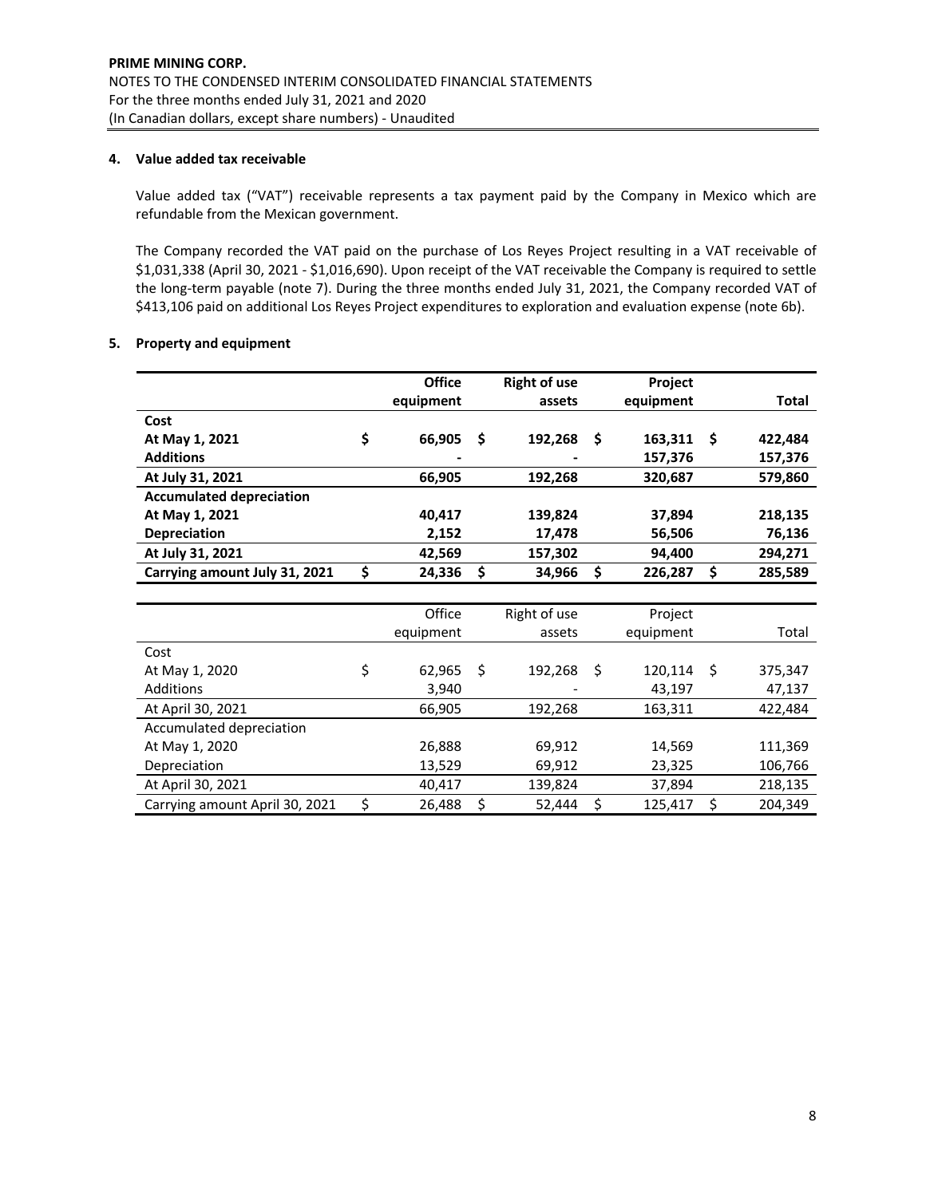## 4. Value added tax receivable

Value added tax ("VAT") receivable represents a tax payment paid by the Company in Mexico which are refundable from the Mexican government.

The Company recorded the VAT paid on the purchase of Los Reyes Project resulting in a VAT receivable of $1,031,338 (April 30, 2021 - $1,016,690). Upon receipt of the VAT receivable the Company is required to settle the long-term payable (note 7). During the three months ended July 31, 2021, the Company recorded VAT of $413,106 paid on additional Los Reyes Project expenditures to exploration and evaluation expense (note 6b).

## 5. Property and equipment

| | Office equipment | Right of use assets | Project equipment | Total |
|---|---|---|---|---|
| **Cost** | | | | |
| **At May 1, 2021** | **$ 66,905** | **$ 192,268** | **$ 163,311** | **$ 422,484** |
| **Additions** | **-** | **-** | **157,376** | **157,376** |
| **At July 31, 2021** | **66,905** | **192,268** | **320,687** | **579,860** |
| **Accumulated depreciation** | | | | |
| **At May 1, 2021** | **40,417** | **139,824** | **37,894** | **218,135** |
| **Depreciation** | **2,152** | **17,478** | **56,506** | **76,136** |
| **At July 31, 2021** | **42,569** | **157,302** | **94,400** | **294,271** |
| **Carrying amount July 31, 2021** | **$ 24,336** | **$ 34,966** | **$ 226,287** | **$ 285,589** |

| | Office equipment | Right of use assets | Project equipment | Total |
|---|---|---|---|---|
| Cost | | | | |
| At May 1, 2020 | $ 62,965 | $ 192,268 | $ 120,114 | $ 375,347 |
| Additions | 3,940 | - | 43,197 | 47,137 |
| At April 30, 2021 | 66,905 | 192,268 | 163,311 | 422,484 |
| Accumulated depreciation | | | | |
| At May 1, 2020 | 26,888 | 69,912 | 14,569 | 111,369 |
| Depreciation | 13,529 | 69,912 | 23,325 | 106,766 |
| At April 30, 2021 | 40,417 | 139,824 | 37,894 | 218,135 |
| Carrying amount April 30, 2021 | $ 26,488 | $ 52,444 | $ 125,417 | $ 204,349 |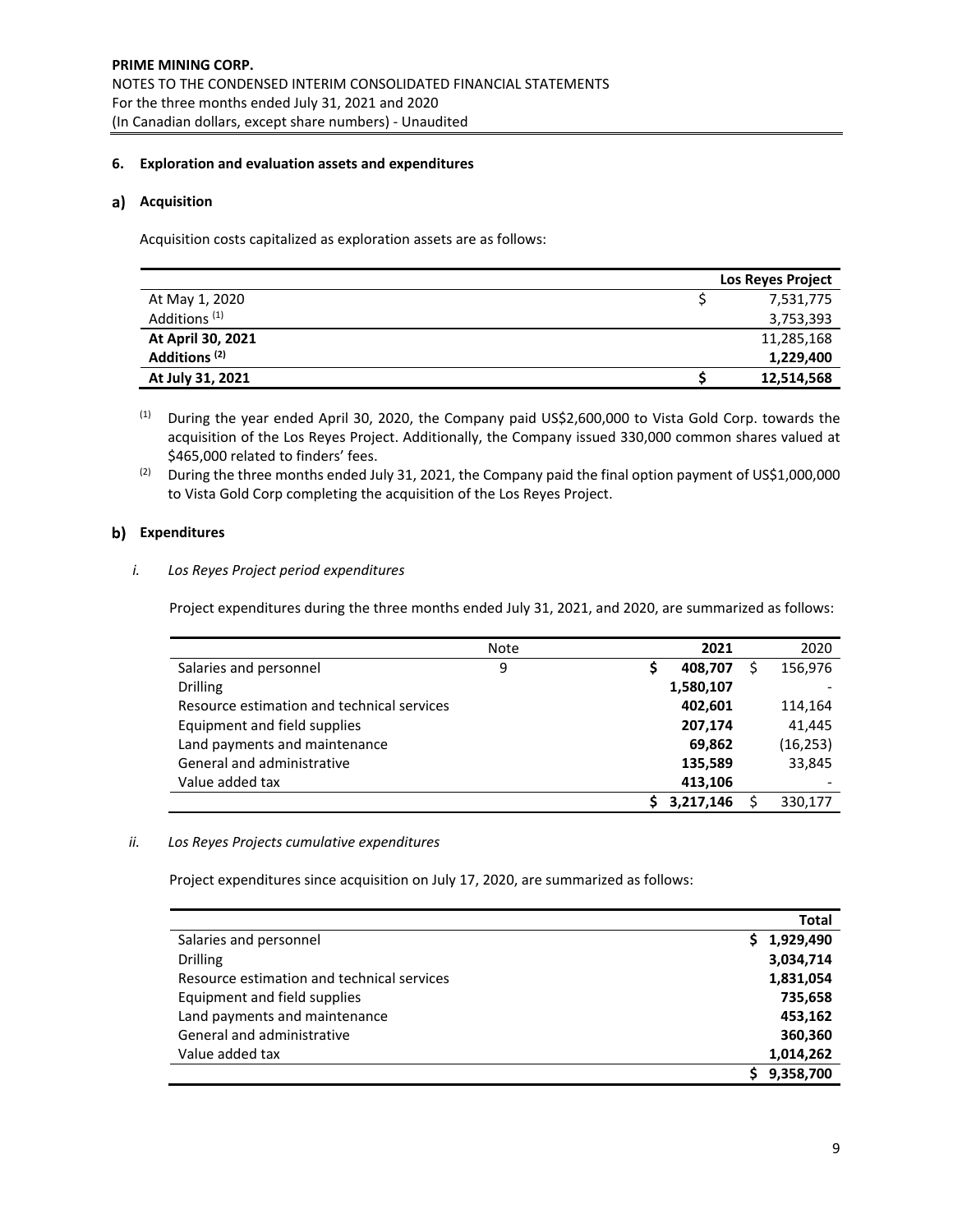# PRIME MINING CORP.

NOTES TO THE CONDENSED INTERIM CONSOLIDATED FINANCIAL STATEMENTS
For the three months ended July 31, 2021 and 2020
(In Canadian dollars, except share numbers) - Unaudited

## 6. Exploration and evaluation assets and expenditures

### a) Acquisition

Acquisition costs capitalized as exploration assets are as follows:

| | Los Reyes Project |
|---|---|
| At May 1, 2020 | $ 7,531,775 |
| Additions [(1)] | 3,753,393 |
| **At April 30, 2021** | 11,285,168 |
| **Additions [(2)]** | **1,229,400** |
| **At July 31, 2021** | **$ 12,514,568** |

[(1)] During the year ended April 30, 2020, the Company paid US$2,600,000 to Vista Gold Corp. towards the acquisition of the Los Reyes Project. Additionally, the Company issued 330,000 common shares valued at $465,000 related to finders' fees.

[(2)] During the three months ended July 31, 2021, the Company paid the final option payment of US$1,000,000 to Vista Gold Corp completing the acquisition of the Los Reyes Project.

### b) Expenditures

*i. Los Reyes Project period expenditures*

Project expenditures during the three months ended July 31, 2021, and 2020, are summarized as follows:

| | Note | 2021 | 2020 |
|---|---|---|---|
| Salaries and personnel | 9 | $ 408,707 | $ 156,976 |
| Drilling | | 1,580,107 | - |
| Resource estimation and technical services | | 402,601 | 114,164 |
| Equipment and field supplies | | 207,174 | 41,445 |
| Land payments and maintenance | | 69,862 | (16,253) |
| General and administrative | | 135,589 | 33,845 |
| Value added tax | | 413,106 | - |
| | | $ 3,217,146 | $ 330,177 |

*ii. Los Reyes Projects cumulative expenditures*

Project expenditures since acquisition on July 17, 2020, are summarized as follows:

| | Total |
|---|---|
| Salaries and personnel | $ 1,929,490 |
| Drilling | 3,034,714 |
| Resource estimation and technical services | 1,831,054 |
| Equipment and field supplies | 735,658 |
| Land payments and maintenance | 453,162 |
| General and administrative | 360,360 |
| Value added tax | 1,014,262 |
| | $ 9,358,700 |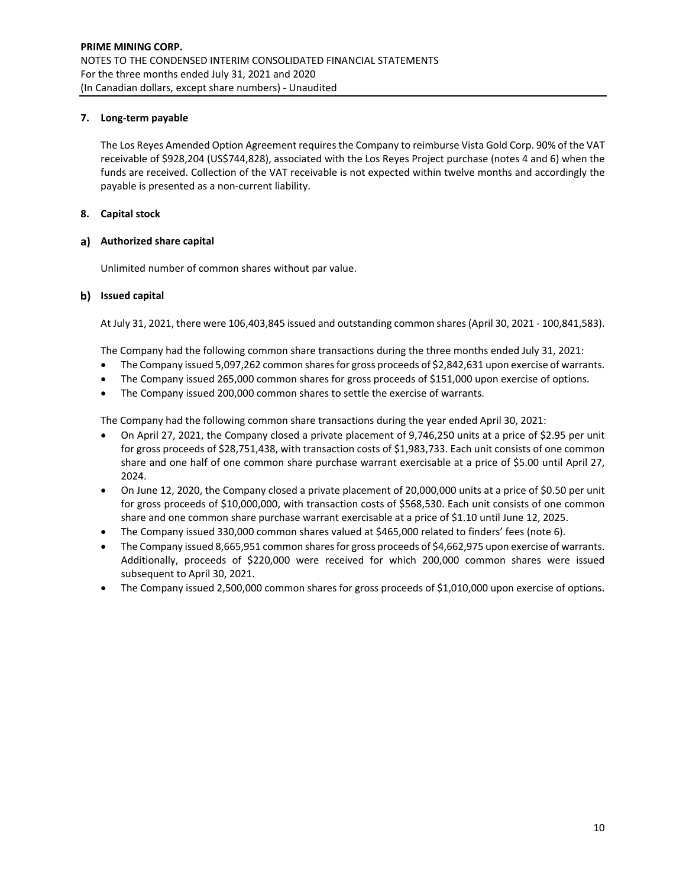## 7. Long-term payable

The Los Reyes Amended Option Agreement requires the Company to reimburse Vista Gold Corp. 90% of the VAT receivable of $928,204 (US$744,828), associated with the Los Reyes Project purchase (notes 4 and 6) when the funds are received. Collection of the VAT receivable is not expected within twelve months and accordingly the payable is presented as a non-current liability.

## 8. Capital stock

### a) Authorized share capital

Unlimited number of common shares without par value.

### b) Issued capital

At July 31, 2021, there were 106,403,845 issued and outstanding common shares (April 30, 2021 - 100,841,583).

The Company had the following common share transactions during the three months ended July 31, 2021:

- The Company issued 5,097,262 common shares for gross proceeds of $2,842,631 upon exercise of warrants.
- The Company issued 265,000 common shares for gross proceeds of $151,000 upon exercise of options.
- The Company issued 200,000 common shares to settle the exercise of warrants.

The Company had the following common share transactions during the year ended April 30, 2021:

- On April 27, 2021, the Company closed a private placement of 9,746,250 units at a price of $2.95 per unit for gross proceeds of $28,751,438, with transaction costs of $1,983,733. Each unit consists of one common share and one half of one common share purchase warrant exercisable at a price of $5.00 until April 27, 2024.
- On June 12, 2020, the Company closed a private placement of 20,000,000 units at a price of $0.50 per unit for gross proceeds of $10,000,000, with transaction costs of $568,530. Each unit consists of one common share and one common share purchase warrant exercisable at a price of $1.10 until June 12, 2025.
- The Company issued 330,000 common shares valued at $465,000 related to finders' fees (note 6).
- The Company issued 8,665,951 common shares for gross proceeds of $4,662,975 upon exercise of warrants. Additionally, proceeds of $220,000 were received for which 200,000 common shares were issued subsequent to April 30, 2021.
- The Company issued 2,500,000 common shares for gross proceeds of $1,010,000 upon exercise of options.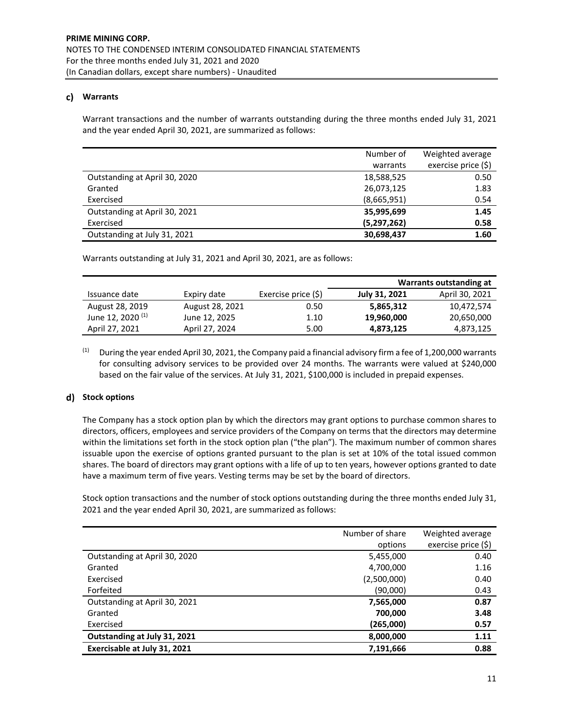#### c) Warrants

Warrant transactions and the number of warrants outstanding during the three months ended July 31, 2021 and the year ended April 30, 2021, are summarized as follows:

| | Number of warrants | Weighted average exercise price ($) |
|---|---|---|
| Outstanding at April 30, 2020 | 18,588,525 | 0.50 |
| Granted | 26,073,125 | 1.83 |
| Exercised | (8,665,951) | 0.54 |
| Outstanding at April 30, 2021 | **35,995,699** | **1.45** |
| Exercised | **(5,297,262)** | **0.58** |
| Outstanding at July 31, 2021 | **30,698,437** | **1.60** |

Warrants outstanding at July 31, 2021 and April 30, 2021, are as follows:

| | | | **Warrants outstanding at** | |
|---|---|---|---|---|
| Issuance date | Expiry date | Exercise price ($) | **July 31, 2021** | April 30, 2021 |
| August 28, 2019 | August 28, 2021 | 0.50 | **5,865,312** | 10,472,574 |
| June 12, 2020 [(1)] | June 12, 2025 | 1.10 | **19,960,000** | 20,650,000 |
| April 27, 2021 | April 27, 2024 | 5.00 | **4,873,125** | 4,873,125 |

[(1)] During the year ended April 30, 2021, the Company paid a financial advisory firm a fee of 1,200,000 warrants for consulting advisory services to be provided over 24 months. The warrants were valued at $240,000 based on the fair value of the services. At July 31, 2021, $100,000 is included in prepaid expenses.

#### d) Stock options

The Company has a stock option plan by which the directors may grant options to purchase common shares to directors, officers, employees and service providers of the Company on terms that the directors may determine within the limitations set forth in the stock option plan ("the plan"). The maximum number of common shares issuable upon the exercise of options granted pursuant to the plan is set at 10% of the total issued common shares. The board of directors may grant options with a life of up to ten years, however options granted to date have a maximum term of five years. Vesting terms may be set by the board of directors.

Stock option transactions and the number of stock options outstanding during the three months ended July 31, 2021 and the year ended April 30, 2021, are summarized as follows:

| | Number of share options | Weighted average exercise price ($) |
|---|---|---|
| Outstanding at April 30, 2020 | 5,455,000 | 0.40 |
| Granted | 4,700,000 | 1.16 |
| Exercised | (2,500,000) | 0.40 |
| Forfeited | (90,000) | 0.43 |
| Outstanding at April 30, 2021 | **7,565,000** | **0.87** |
| Granted | **700,000** | **3.48** |
| Exercised | **(265,000)** | **0.57** |
| **Outstanding at July 31, 2021** | **8,000,000** | **1.11** |
| **Exercisable at July 31, 2021** | **7,191,666** | **0.88** |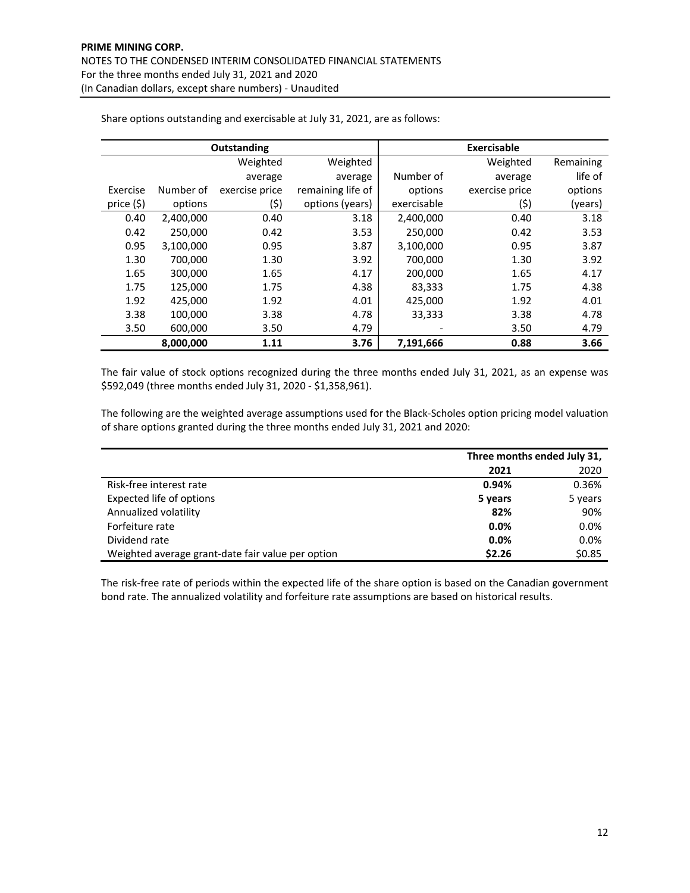Share options outstanding and exercisable at July 31, 2021, are as follows:

| Outstanding | | | | Exercisable | | |
|---|---|---|---|---|---|---|
| Exercise price ($) | Number of options | Weighted average exercise price ($) | Weighted average remaining life of options (years) | Number of options exercisable | Weighted average exercise price ($) | Remaining life of options (years) |
| 0.40 | 2,400,000 | 0.40 | 3.18 | 2,400,000 | 0.40 | 3.18 |
| 0.42 | 250,000 | 0.42 | 3.53 | 250,000 | 0.42 | 3.53 |
| 0.95 | 3,100,000 | 0.95 | 3.87 | 3,100,000 | 0.95 | 3.87 |
| 1.30 | 700,000 | 1.30 | 3.92 | 700,000 | 1.30 | 3.92 |
| 1.65 | 300,000 | 1.65 | 4.17 | 200,000 | 1.65 | 4.17 |
| 1.75 | 125,000 | 1.75 | 4.38 | 83,333 | 1.75 | 4.38 |
| 1.92 | 425,000 | 1.92 | 4.01 | 425,000 | 1.92 | 4.01 |
| 3.38 | 100,000 | 3.38 | 4.78 | 33,333 | 3.38 | 4.78 |
| 3.50 | 600,000 | 3.50 | 4.79 | - | 3.50 | 4.79 |
| | **8,000,000** | **1.11** | **3.76** | **7,191,666** | **0.88** | **3.66** |

The fair value of stock options recognized during the three months ended July 31, 2021, as an expense was $592,049 (three months ended July 31, 2020 - $1,358,961).

The following are the weighted average assumptions used for the Black-Scholes option pricing model valuation of share options granted during the three months ended July 31, 2021 and 2020:

| | Three months ended July 31, | |
|---|---|---|
| | **2021** | 2020 |
| Risk-free interest rate | **0.94%** | 0.36% |
| Expected life of options | **5 years** | 5 years |
| Annualized volatility | **82%** | 90% |
| Forfeiture rate | **0.0%** | 0.0% |
| Dividend rate | **0.0%** | 0.0% |
| Weighted average grant-date fair value per option | **$2.26** | $0.85 |

The risk-free rate of periods within the expected life of the share option is based on the Canadian government bond rate. The annualized volatility and forfeiture rate assumptions are based on historical results.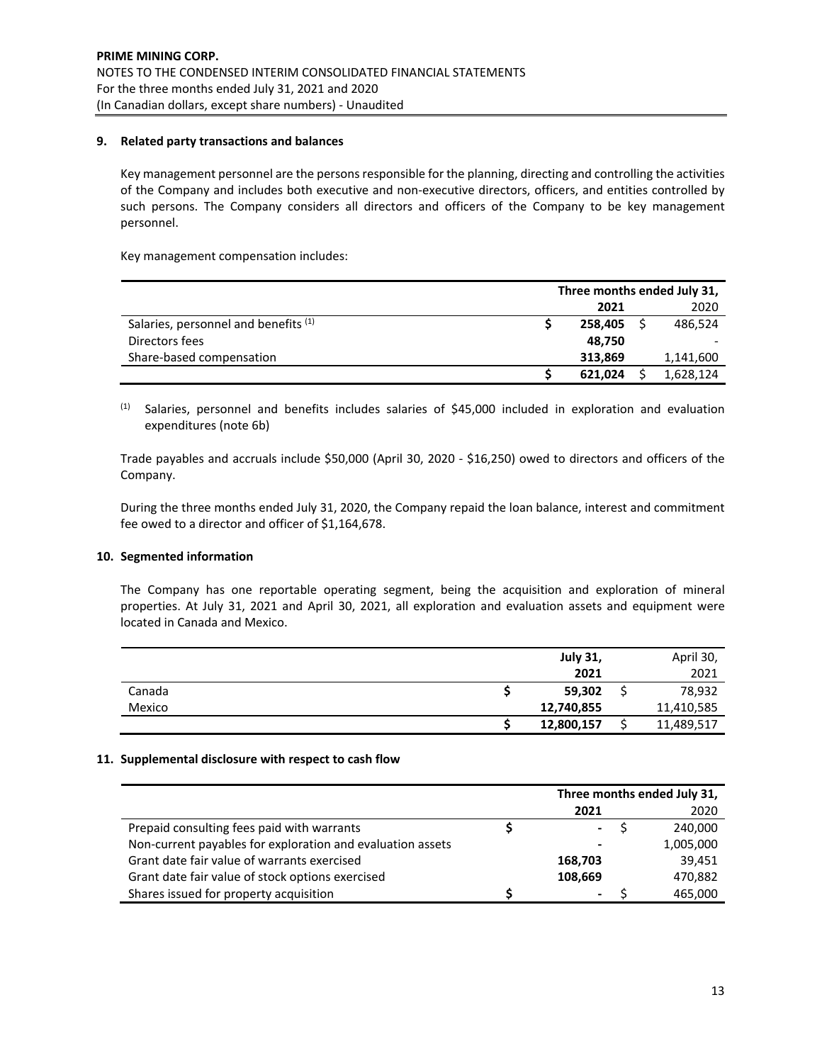## 9. Related party transactions and balances

Key management personnel are the persons responsible for the planning, directing and controlling the activities of the Company and includes both executive and non-executive directors, officers, and entities controlled by such persons. The Company considers all directors and officers of the Company to be key management personnel.

Key management compensation includes:

| | Three months ended July 31, | |
|---|---|---|
| | **2021** | 2020 |
| Salaries, personnel and benefits [(1)] | $ **258,405** | $ 486,524 |
| Directors fees | **48,750** | - |
| Share-based compensation | **313,869** | 1,141,600 |
| | $ **621,024** | $ 1,628,124 |

[(1)] Salaries, personnel and benefits includes salaries of $45,000 included in exploration and evaluation expenditures (note 6b)

Trade payables and accruals include $50,000 (April 30, 2020 - $16,250) owed to directors and officers of the Company.

During the three months ended July 31, 2020, the Company repaid the loan balance, interest and commitment fee owed to a director and officer of $1,164,678.

## 10. Segmented information

The Company has one reportable operating segment, being the acquisition and exploration of mineral properties. At July 31, 2021 and April 30, 2021, all exploration and evaluation assets and equipment were located in Canada and Mexico.

| | **July 31, 2021** | April 30, 2021 |
|---|---|---|
| Canada | $ **59,302** | $ 78,932 |
| Mexico | **12,740,855** | 11,410,585 |
| | $ **12,800,157** | $ 11,489,517 |

## 11. Supplemental disclosure with respect to cash flow

| | Three months ended July 31, | |
|---|---|---|
| | **2021** | 2020 |
| Prepaid consulting fees paid with warrants | $ **-** | $ 240,000 |
| Non-current payables for exploration and evaluation assets | **-** | 1,005,000 |
| Grant date fair value of warrants exercised | **168,703** | 39,451 |
| Grant date fair value of stock options exercised | **108,669** | 470,882 |
| Shares issued for property acquisition | $ **-** | $ 465,000 |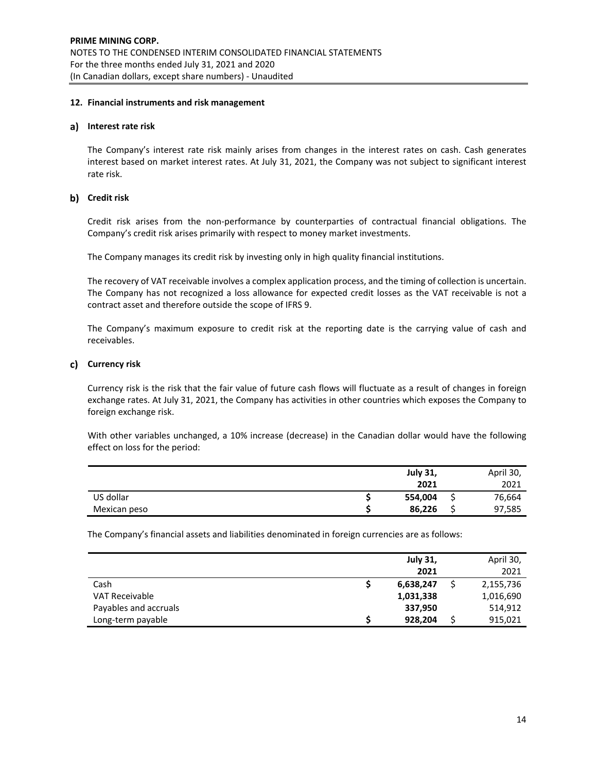## 12. Financial instruments and risk management

### a) Interest rate risk

The Company's interest rate risk mainly arises from changes in the interest rates on cash. Cash generates interest based on market interest rates. At July 31, 2021, the Company was not subject to significant interest rate risk.

### b) Credit risk

Credit risk arises from the non-performance by counterparties of contractual financial obligations. The Company's credit risk arises primarily with respect to money market investments.

The Company manages its credit risk by investing only in high quality financial institutions.

The recovery of VAT receivable involves a complex application process, and the timing of collection is uncertain. The Company has not recognized a loss allowance for expected credit losses as the VAT receivable is not a contract asset and therefore outside the scope of IFRS 9.

The Company's maximum exposure to credit risk at the reporting date is the carrying value of cash and receivables.

### c) Currency risk

Currency risk is the risk that the fair value of future cash flows will fluctuate as a result of changes in foreign exchange rates. At July 31, 2021, the Company has activities in other countries which exposes the Company to foreign exchange risk.

With other variables unchanged, a 10% increase (decrease) in the Canadian dollar would have the following effect on loss for the period:

| | **July 31, 2021** | April 30, 2021 |
|---|---|---|
| US dollar | **$ 554,004** | $ 76,664 |
| Mexican peso | **$ 86,226** | $ 97,585 |

The Company's financial assets and liabilities denominated in foreign currencies are as follows:

| | **July 31, 2021** | April 30, 2021 |
|---|---|---|
| Cash | **$ 6,638,247** | $ 2,155,736 |
| VAT Receivable | **1,031,338** | 1,016,690 |
| Payables and accruals | **337,950** | 514,912 |
| Long-term payable | **$ 928,204** | $ 915,021 |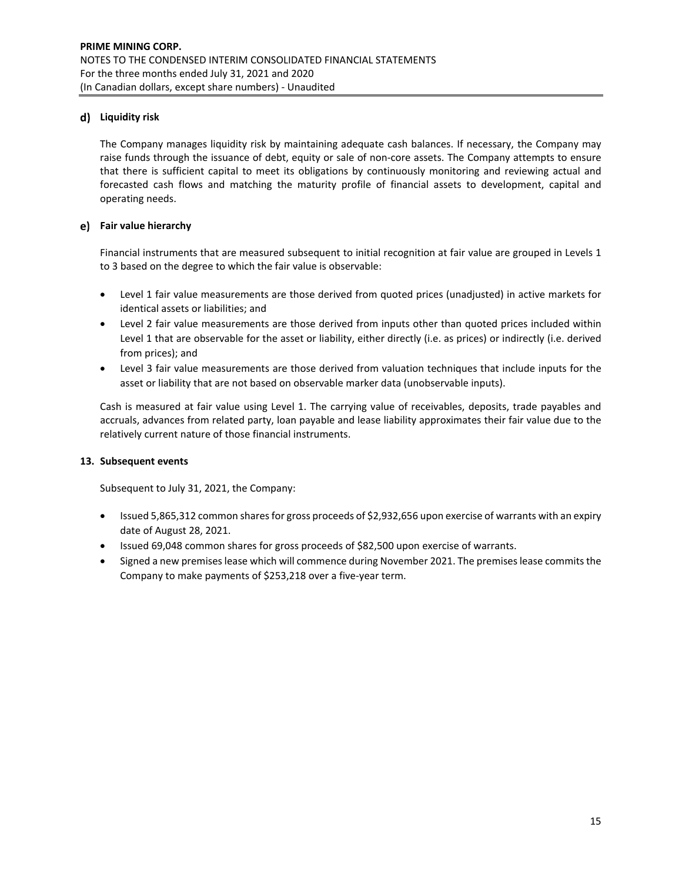### d) Liquidity risk

The Company manages liquidity risk by maintaining adequate cash balances. If necessary, the Company may raise funds through the issuance of debt, equity or sale of non-core assets. The Company attempts to ensure that there is sufficient capital to meet its obligations by continuously monitoring and reviewing actual and forecasted cash flows and matching the maturity profile of financial assets to development, capital and operating needs.

### e) Fair value hierarchy

Financial instruments that are measured subsequent to initial recognition at fair value are grouped in Levels 1 to 3 based on the degree to which the fair value is observable:

- Level 1 fair value measurements are those derived from quoted prices (unadjusted) in active markets for identical assets or liabilities; and
- Level 2 fair value measurements are those derived from inputs other than quoted prices included within Level 1 that are observable for the asset or liability, either directly (i.e. as prices) or indirectly (i.e. derived from prices); and
- Level 3 fair value measurements are those derived from valuation techniques that include inputs for the asset or liability that are not based on observable marker data (unobservable inputs).

Cash is measured at fair value using Level 1. The carrying value of receivables, deposits, trade payables and accruals, advances from related party, loan payable and lease liability approximates their fair value due to the relatively current nature of those financial instruments.

## 13. Subsequent events

Subsequent to July 31, 2021, the Company:

- Issued 5,865,312 common shares for gross proceeds of $2,932,656 upon exercise of warrants with an expiry date of August 28, 2021.
- Issued 69,048 common shares for gross proceeds of $82,500 upon exercise of warrants.
- Signed a new premises lease which will commence during November 2021. The premises lease commits the Company to make payments of $253,218 over a five-year term.